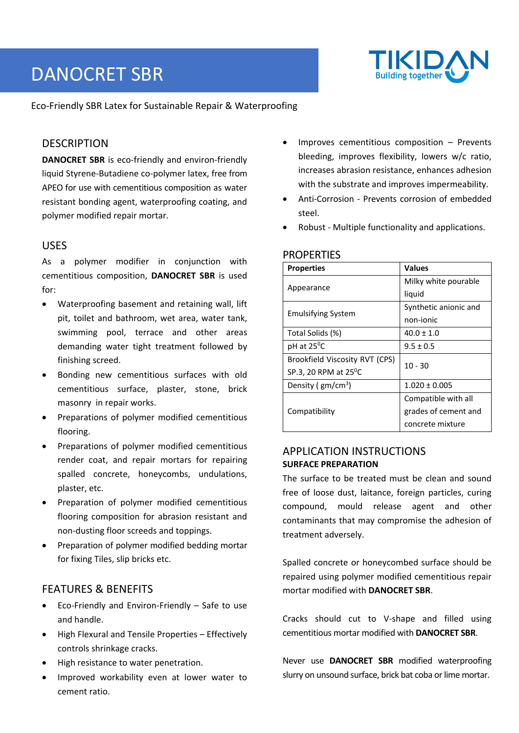# DANOCRET SBR

Eco-Friendly SBR Latex for Sustainable Repair & Waterproofing

## DESCRIPTION

**DANOCRET SBR** is eco-friendly and environ-friendly liquid Styrene-Butadiene co-polymer latex, free from APEO for use with cementitious composition as water resistant bonding agent, waterproofing coating, and polymer modified repair mortar.

## USES

As a polymer modifier in conjunction with cementitious composition, **DANOCRET SBR** is used for:

- Waterproofing basement and retaining wall, lift pit, toilet and bathroom, wet area, water tank, swimming pool, terrace and other areas demanding water tight treatment followed by finishing screed.
- Bonding new cementitious surfaces with old cementitious surface, plaster, stone, brick masonry in repair works.
- Preparations of polymer modified cementitious flooring.
- Preparations of polymer modified cementitious render coat, and repair mortars for repairing spalled concrete, honeycombs, undulations, plaster, etc.
- Preparation of polymer modified cementitious flooring composition for abrasion resistant and non-dusting floor screeds and toppings.
- Preparation of polymer modified bedding mortar for fixing Tiles, slip bricks etc.

## FEATURES & BENEFITS

- Eco-Friendly and Environ-Friendly – Safe to use and handle.
- High Flexural and Tensile Properties – Effectively controls shrinkage cracks.
- High resistance to water penetration.
- Improved workability even at lower water to cement ratio.
- Improves cementitious composition – Prevents bleeding, improves flexibility, lowers w/c ratio, increases abrasion resistance, enhances adhesion with the substrate and improves impermeability.
- Anti-Corrosion - Prevents corrosion of embedded steel.
- Robust - Multiple functionality and applications.

## PROPERTIES

| Properties | Values |
|---|---|
| Appearance | Milky white pourable liquid |
| Emulsifying System | Synthetic anionic and non-ionic |
| Total Solids (%) | 40.0 ± 1.0 |
| pH at 25$^0$C | 9.5 ± 0.5 |
| Brookfield Viscosity RVT (CPS) SP.3, 20 RPM at 25$^0$C | 10 - 30 |
| Density ( gm/cm$^3$) | 1.020 ± 0.005 |
| Compatibility | Compatible with all grades of cement and concrete mixture |

## APPLICATION INSTRUCTIONS

### SURFACE PREPARATION

The surface to be treated must be clean and sound free of loose dust, laitance, foreign particles, curing compound, mould release agent and other contaminants that may compromise the adhesion of treatment adversely.

Spalled concrete or honeycombed surface should be repaired using polymer modified cementitious repair mortar modified with **DANOCRET SBR**.

Cracks should cut to V-shape and filled using cementitious mortar modified with **DANOCRET SBR**.

Never use **DANOCRET SBR** modified waterproofing slurry on unsound surface, brick bat coba or lime mortar.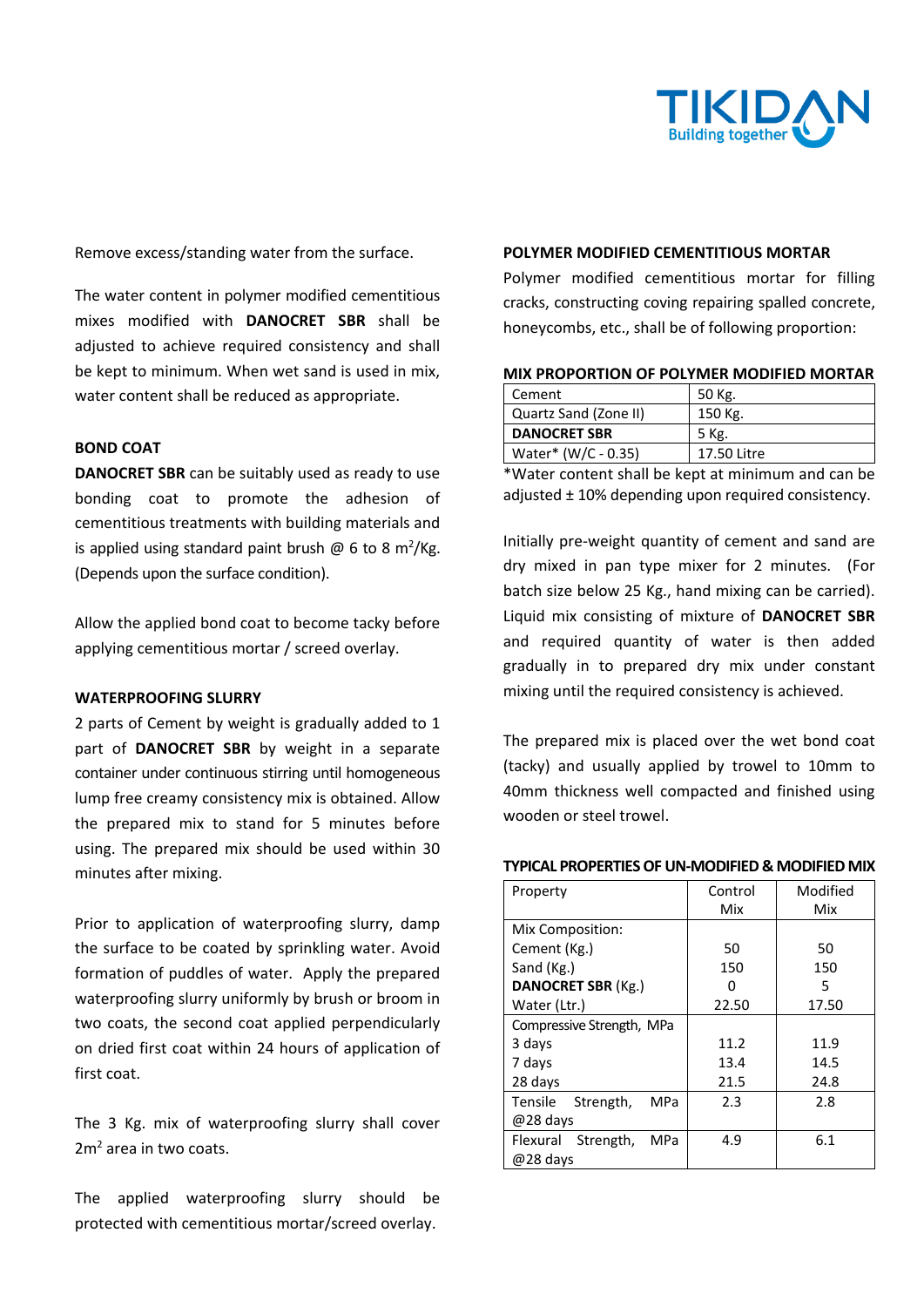Remove excess/standing water from the surface.

The water content in polymer modified cementitious mixes modified with **DANOCRET SBR** shall be adjusted to achieve required consistency and shall be kept to minimum. When wet sand is used in mix, water content shall be reduced as appropriate.

## BOND COAT

**DANOCRET SBR** can be suitably used as ready to use bonding coat to promote the adhesion of cementitious treatments with building materials and is applied using standard paint brush @ 6 to 8 $m^2$/Kg. (Depends upon the surface condition).

Allow the applied bond coat to become tacky before applying cementitious mortar / screed overlay.

## WATERPROOFING SLURRY

2 parts of Cement by weight is gradually added to 1 part of **DANOCRET SBR** by weight in a separate container under continuous stirring until homogeneous lump free creamy consistency mix is obtained. Allow the prepared mix to stand for 5 minutes before using. The prepared mix should be used within 30 minutes after mixing.

Prior to application of waterproofing slurry, damp the surface to be coated by sprinkling water. Avoid formation of puddles of water. Apply the prepared waterproofing slurry uniformly by brush or broom in two coats, the second coat applied perpendicularly on dried first coat within 24 hours of application of first coat.

The 3 Kg. mix of waterproofing slurry shall cover 2$m^2$ area in two coats.

The applied waterproofing slurry should be protected with cementitious mortar/screed overlay.

## POLYMER MODIFIED CEMENTITIOUS MORTAR

Polymer modified cementitious mortar for filling cracks, constructing coving repairing spalled concrete, honeycombs, etc., shall be of following proportion:

### MIX PROPORTION OF POLYMER MODIFIED MORTAR

| Cement | 50 Kg. |
|---|---|
| Quartz Sand (Zone II) | 150 Kg. |
| **DANOCRET SBR** | 5 Kg. |
| Water* (W/C - 0.35) | 17.50 Litre |

*Water content shall be kept at minimum and can be adjusted ± 10% depending upon required consistency.

Initially pre-weight quantity of cement and sand are dry mixed in pan type mixer for 2 minutes. (For batch size below 25 Kg., hand mixing can be carried). Liquid mix consisting of mixture of **DANOCRET SBR** and required quantity of water is then added gradually in to prepared dry mix under constant mixing until the required consistency is achieved.

The prepared mix is placed over the wet bond coat (tacky) and usually applied by trowel to 10mm to 40mm thickness well compacted and finished using wooden or steel trowel.

### TYPICAL PROPERTIES OF UN-MODIFIED & MODIFIED MIX

| Property | Control Mix | Modified Mix |
|---|---|---|
| Mix Composition: | | |
| Cement (Kg.) | 50 | 50 |
| Sand (Kg.) | 150 | 150 |
| **DANOCRET SBR** (Kg.) | 0 | 5 |
| Water (Ltr.) | 22.50 | 17.50 |
| Compressive Strength, MPa | | |
| 3 days | 11.2 | 11.9 |
| 7 days | 13.4 | 14.5 |
| 28 days | 21.5 | 24.8 |
| Tensile Strength, MPa @28 days | 2.3 | 2.8 |
| Flexural Strength, MPa @28 days | 4.9 | 6.1 |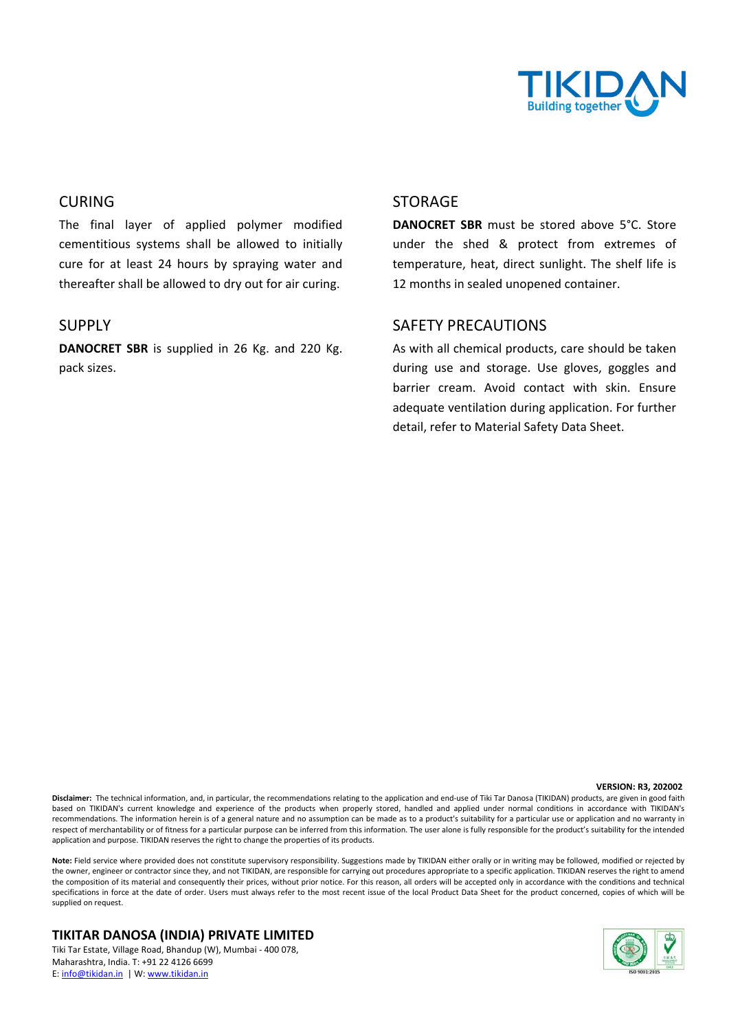## CURING

The final layer of applied polymer modified cementitious systems shall be allowed to initially cure for at least 24 hours by spraying water and thereafter shall be allowed to dry out for air curing.

## SUPPLY

**DANOCRET SBR** is supplied in 26 Kg. and 220 Kg. pack sizes.

## STORAGE

**DANOCRET SBR** must be stored above 5°C. Store under the shed & protect from extremes of temperature, heat, direct sunlight. The shelf life is 12 months in sealed unopened container.

## SAFETY PRECAUTIONS

As with all chemical products, care should be taken during use and storage. Use gloves, goggles and barrier cream. Avoid contact with skin. Ensure adequate ventilation during application. For further detail, refer to Material Safety Data Sheet.

**VERSION: R3, 202002**

**Disclaimer:** The technical information, and, in particular, the recommendations relating to the application and end-use of Tiki Tar Danosa (TIKIDAN) products, are given in good faith based on TIKIDAN's current knowledge and experience of the products when properly stored, handled and applied under normal conditions in accordance with TIKIDAN's recommendations. The information herein is of a general nature and no assumption can be made as to a product's suitability for a particular use or application and no warranty in respect of merchantability or of fitness for a particular purpose can be inferred from this information. The user alone is fully responsible for the product's suitability for the intended application and purpose. TIKIDAN reserves the right to change the properties of its products.

**Note:** Field service where provided does not constitute supervisory responsibility. Suggestions made by TIKIDAN either orally or in writing may be followed, modified or rejected by the owner, engineer or contractor since they, and not TIKIDAN, are responsible for carrying out procedures appropriate to a specific application. TIKIDAN reserves the right to amend the composition of its material and consequently their prices, without prior notice. For this reason, all orders will be accepted only in accordance with the conditions and technical specifications in force at the date of order. Users must always refer to the most recent issue of the local Product Data Sheet for the product concerned, copies of which will be supplied on request.

**TIKITAR DANOSA (INDIA) PRIVATE LIMITED**
Tiki Tar Estate, Village Road, Bhandup (W), Mumbai - 400 078,
Maharashtra, India. T: +91 22 4126 6699
E: info@tikidan.in | W: www.tikidan.in

ISO 9001:2015